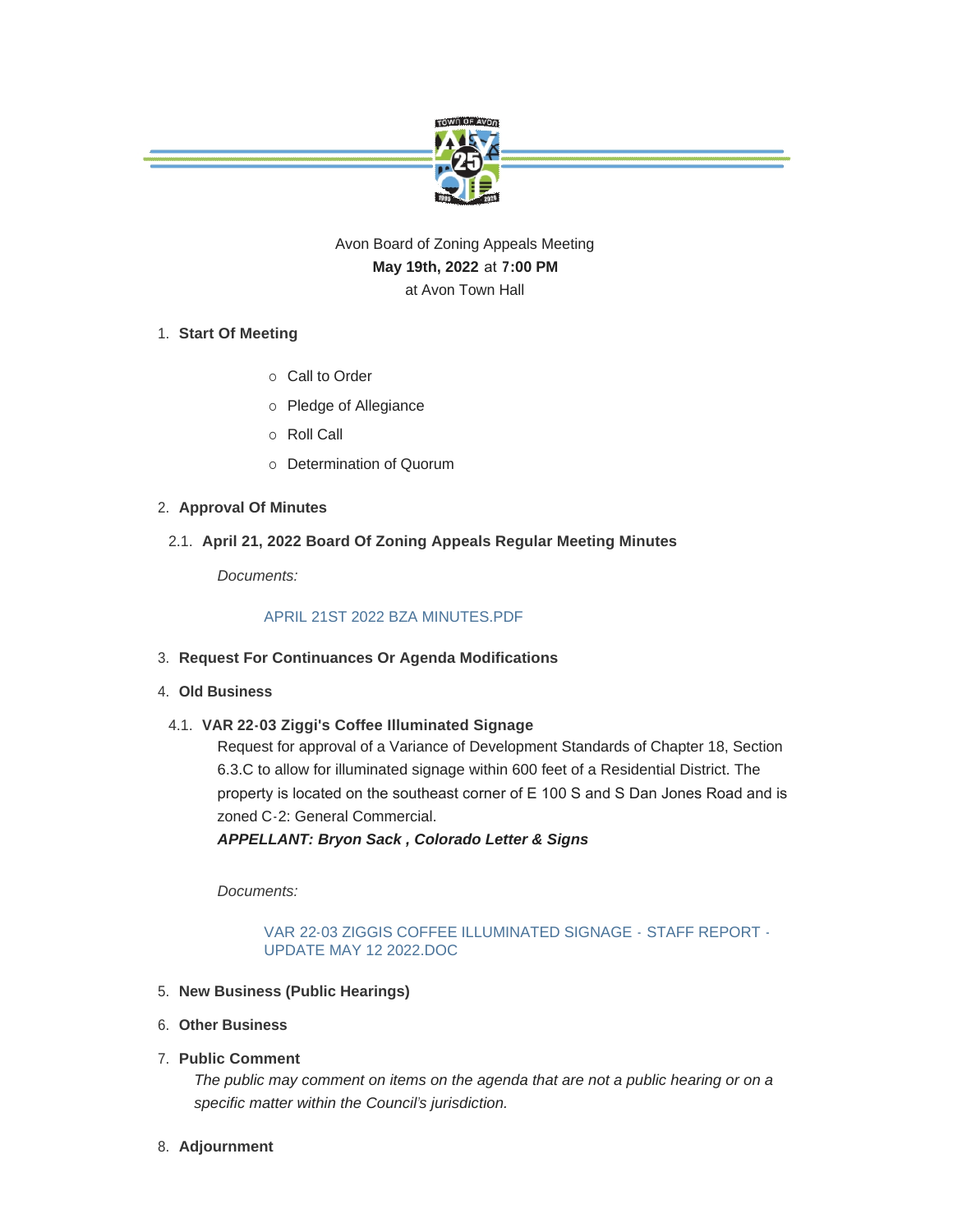Avon Board of Zoning Appeals Meeting
**May 19th, 2022** at **7:00 PM**
at Avon Town Hall

1. **Start Of Meeting**
   - Call to Order
   - Pledge of Allegiance
   - Roll Call
   - Determination of Quorum

2. **Approval Of Minutes**

   2.1. **April 21, 2022 Board Of Zoning Appeals Regular Meeting Minutes**

   *Documents:*

   APRIL 21ST 2022 BZA MINUTES.PDF

3. **Request For Continuances Or Agenda Modifications**

4. **Old Business**

   4.1. **VAR 22-03 Ziggi's Coffee Illuminated Signage**

   Request for approval of a Variance of Development Standards of Chapter 18, Section 6.3.C to allow for illuminated signage within 600 feet of a Residential District. The property is located on the southeast corner of E 100 S and S Dan Jones Road and is zoned C-2: General Commercial.

   ***APPELLANT: Bryon Sack , Colorado Letter & Signs***

   *Documents:*

   VAR 22-03 ZIGGIS COFFEE ILLUMINATED SIGNAGE - STAFF REPORT - UPDATE MAY 12 2022.DOC

5. **New Business (Public Hearings)**

6. **Other Business**

7. **Public Comment**

   *The public may comment on items on the agenda that are not a public hearing or on a specific matter within the Council's jurisdiction.*

8. **Adjournment**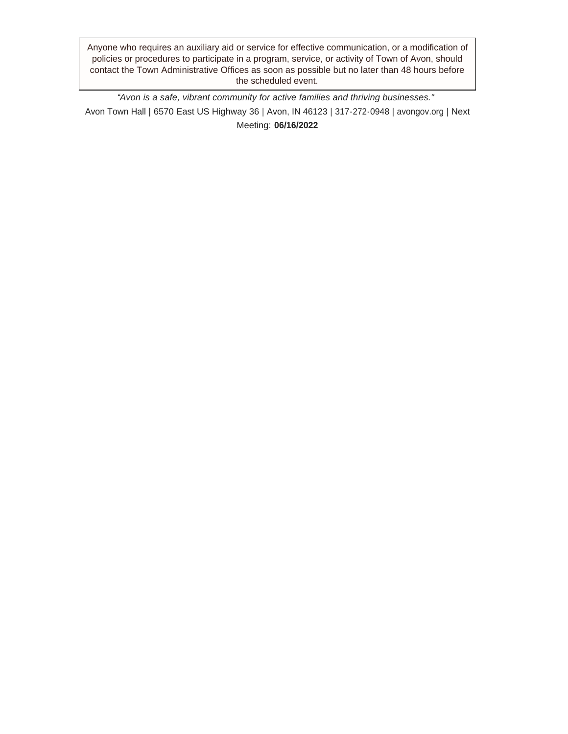Anyone who requires an auxiliary aid or service for effective communication, or a modification of policies or procedures to participate in a program, service, or activity of Town of Avon, should contact the Town Administrative Offices as soon as possible but no later than 48 hours before the scheduled event.

*"Avon is a safe, vibrant community for active families and thriving businesses."*

Avon Town Hall | 6570 East US Highway 36 | Avon, IN 46123 | 317-272-0948 | avongov.org | Next Meeting: **06/16/2022**